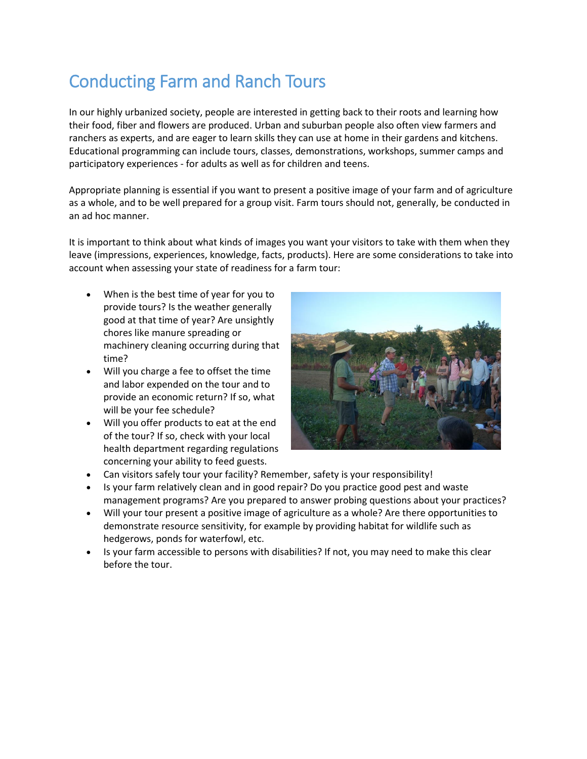# Conducting Farm and Ranch Tours

In our highly urbanized society, people are interested in getting back to their roots and learning how their food, fiber and flowers are produced. Urban and suburban people also often view farmers and ranchers as experts, and are eager to learn skills they can use at home in their gardens and kitchens. Educational programming can include tours, classes, demonstrations, workshops, summer camps and participatory experiences - for adults as well as for children and teens.

Appropriate planning is essential if you want to present a positive image of your farm and of agriculture as a whole, and to be well prepared for a group visit. Farm tours should not, generally, be conducted in an ad hoc manner.

It is important to think about what kinds of images you want your visitors to take with them when they leave (impressions, experiences, knowledge, facts, products). Here are some considerations to take into account when assessing your state of readiness for a farm tour:

- When is the best time of year for you to provide tours? Is the weather generally good at that time of year? Are unsightly chores like manure spreading or machinery cleaning occurring during that time?
- Will you charge a fee to offset the time and labor expended on the tour and to provide an economic return? If so, what will be your fee schedule?
- Will you offer products to eat at the end of the tour? If so, check with your local health department regarding regulations concerning your ability to feed guests.
- Can visitors safely tour your facility? Remember, safety is your responsibility!
- Is your farm relatively clean and in good repair? Do you practice good pest and waste management programs? Are you prepared to answer probing questions about your practices?
- Will your tour present a positive image of agriculture as a whole? Are there opportunities to demonstrate resource sensitivity, for example by providing habitat for wildlife such as hedgerows, ponds for waterfowl, etc.
- Is your farm accessible to persons with disabilities? If not, you may need to make this clear before the tour.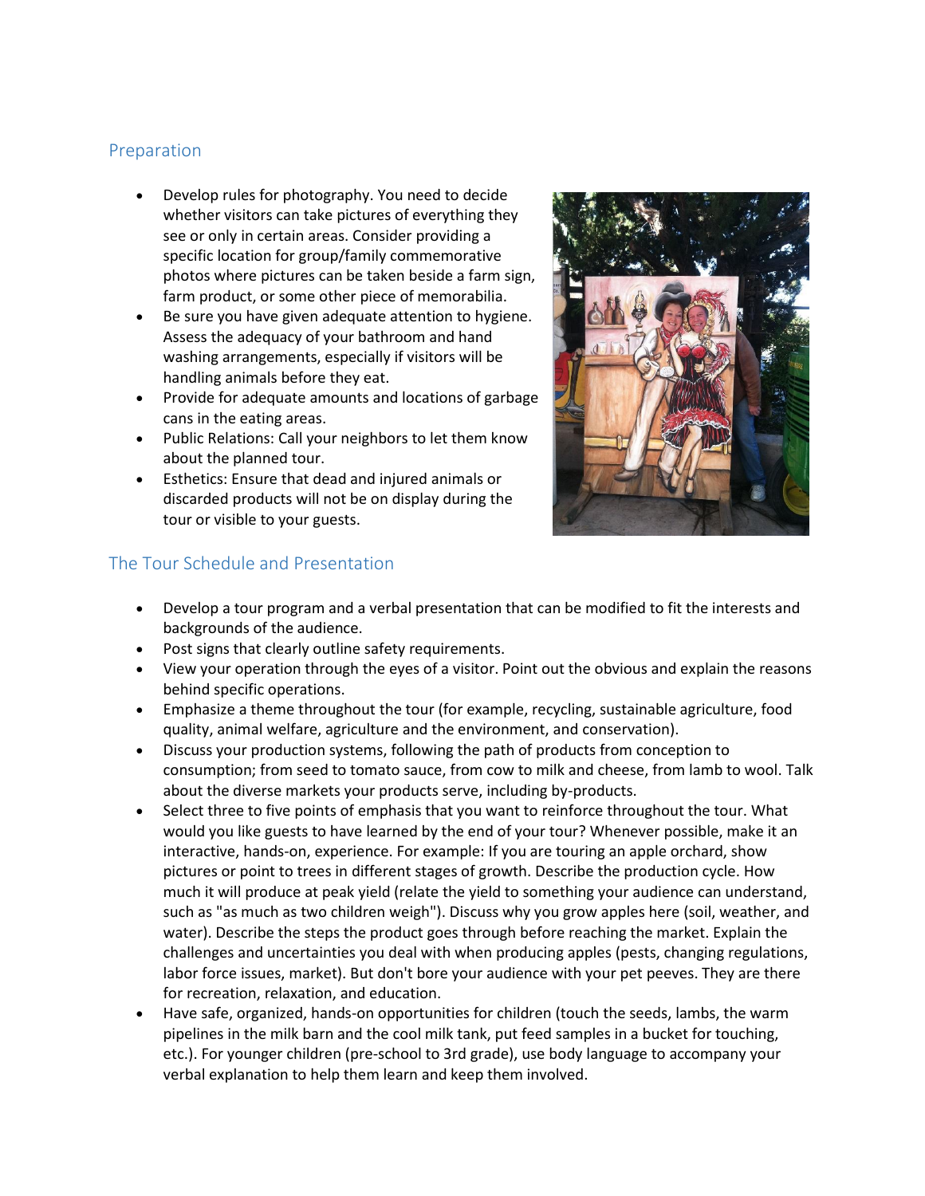## Preparation

- Develop rules for photography. You need to decide whether visitors can take pictures of everything they see or only in certain areas. Consider providing a specific location for group/family commemorative photos where pictures can be taken beside a farm sign, farm product, or some other piece of memorabilia.
- Be sure you have given adequate attention to hygiene. Assess the adequacy of your bathroom and hand washing arrangements, especially if visitors will be handling animals before they eat.
- Provide for adequate amounts and locations of garbage cans in the eating areas.
- Public Relations: Call your neighbors to let them know about the planned tour.
- Esthetics: Ensure that dead and injured animals or discarded products will not be on display during the tour or visible to your guests.

## The Tour Schedule and Presentation

- Develop a tour program and a verbal presentation that can be modified to fit the interests and backgrounds of the audience.
- Post signs that clearly outline safety requirements.
- View your operation through the eyes of a visitor. Point out the obvious and explain the reasons behind specific operations.
- Emphasize a theme throughout the tour (for example, recycling, sustainable agriculture, food quality, animal welfare, agriculture and the environment, and conservation).
- Discuss your production systems, following the path of products from conception to consumption; from seed to tomato sauce, from cow to milk and cheese, from lamb to wool. Talk about the diverse markets your products serve, including by-products.
- Select three to five points of emphasis that you want to reinforce throughout the tour. What would you like guests to have learned by the end of your tour? Whenever possible, make it an interactive, hands-on, experience. For example: If you are touring an apple orchard, show pictures or point to trees in different stages of growth. Describe the production cycle. How much it will produce at peak yield (relate the yield to something your audience can understand, such as "as much as two children weigh"). Discuss why you grow apples here (soil, weather, and water). Describe the steps the product goes through before reaching the market. Explain the challenges and uncertainties you deal with when producing apples (pests, changing regulations, labor force issues, market). But don't bore your audience with your pet peeves. They are there for recreation, relaxation, and education.
- Have safe, organized, hands-on opportunities for children (touch the seeds, lambs, the warm pipelines in the milk barn and the cool milk tank, put feed samples in a bucket for touching, etc.). For younger children (pre-school to 3rd grade), use body language to accompany your verbal explanation to help them learn and keep them involved.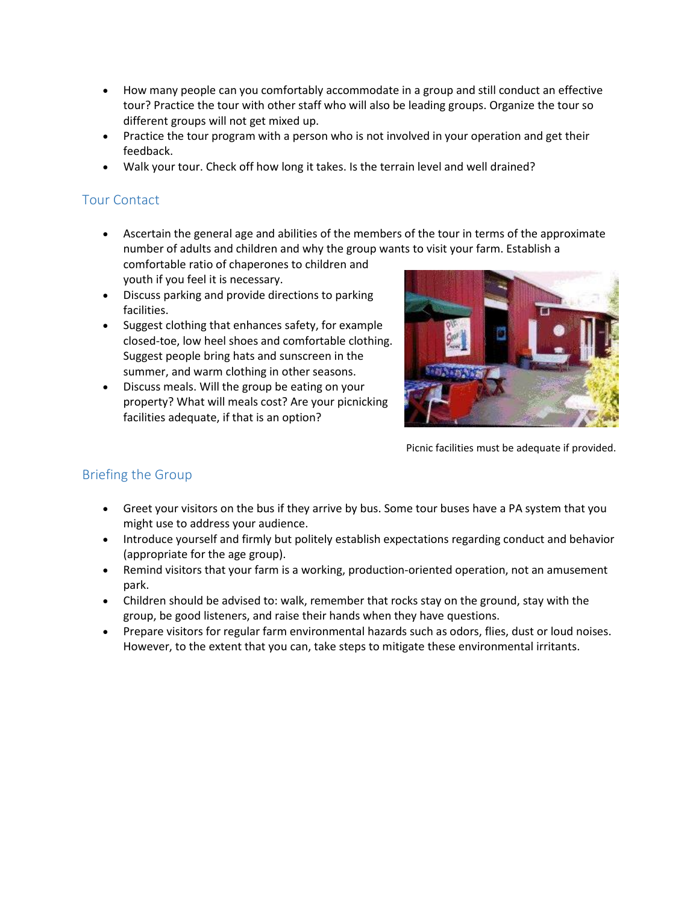- How many people can you comfortably accommodate in a group and still conduct an effective tour? Practice the tour with other staff who will also be leading groups. Organize the tour so different groups will not get mixed up.
- Practice the tour program with a person who is not involved in your operation and get their feedback.
- Walk your tour. Check off how long it takes. Is the terrain level and well drained?

## Tour Contact

- Ascertain the general age and abilities of the members of the tour in terms of the approximate number of adults and children and why the group wants to visit your farm. Establish a comfortable ratio of chaperones to children and youth if you feel it is necessary.
- Discuss parking and provide directions to parking facilities.
- Suggest clothing that enhances safety, for example closed-toe, low heel shoes and comfortable clothing. Suggest people bring hats and sunscreen in the summer, and warm clothing in other seasons.
- Discuss meals. Will the group be eating on your property? What will meals cost? Are your picnicking facilities adequate, if that is an option?

Picnic facilities must be adequate if provided.

## Briefing the Group

- Greet your visitors on the bus if they arrive by bus. Some tour buses have a PA system that you might use to address your audience.
- Introduce yourself and firmly but politely establish expectations regarding conduct and behavior (appropriate for the age group).
- Remind visitors that your farm is a working, production-oriented operation, not an amusement park.
- Children should be advised to: walk, remember that rocks stay on the ground, stay with the group, be good listeners, and raise their hands when they have questions.
- Prepare visitors for regular farm environmental hazards such as odors, flies, dust or loud noises. However, to the extent that you can, take steps to mitigate these environmental irritants.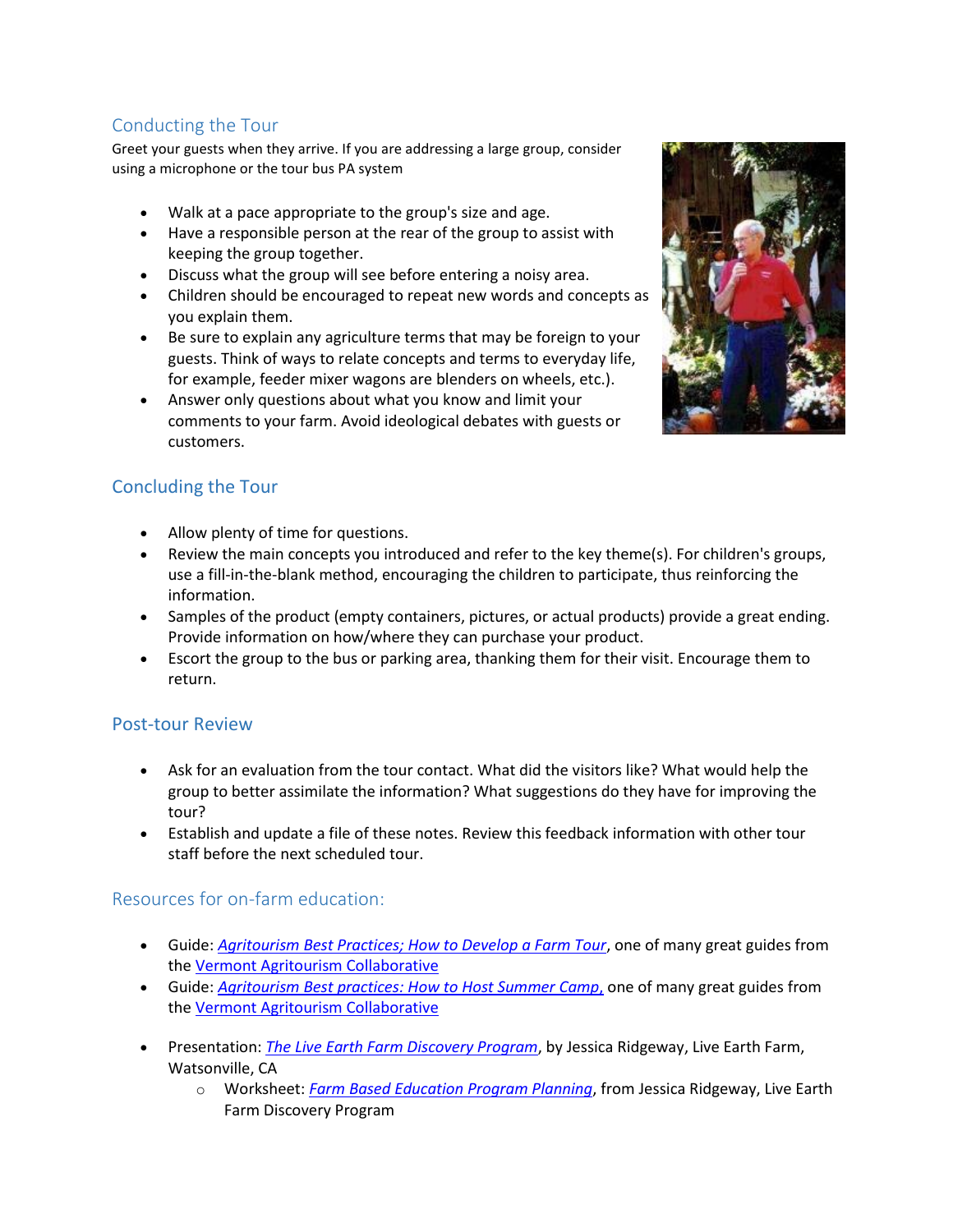## Conducting the Tour

Greet your guests when they arrive. If you are addressing a large group, consider using a microphone or the tour bus PA system

- Walk at a pace appropriate to the group's size and age.
- Have a responsible person at the rear of the group to assist with keeping the group together.
- Discuss what the group will see before entering a noisy area.
- Children should be encouraged to repeat new words and concepts as you explain them.
- Be sure to explain any agriculture terms that may be foreign to your guests. Think of ways to relate concepts and terms to everyday life, for example, feeder mixer wagons are blenders on wheels, etc.).
- Answer only questions about what you know and limit your comments to your farm. Avoid ideological debates with guests or customers.

## Concluding the Tour

- Allow plenty of time for questions.
- Review the main concepts you introduced and refer to the key theme(s). For children's groups, use a fill-in-the-blank method, encouraging the children to participate, thus reinforcing the information.
- Samples of the product (empty containers, pictures, or actual products) provide a great ending. Provide information on how/where they can purchase your product.
- Escort the group to the bus or parking area, thanking them for their visit. Encourage them to return.

## Post-tour Review

- Ask for an evaluation from the tour contact. What did the visitors like? What would help the group to better assimilate the information? What suggestions do they have for improving the tour?
- Establish and update a file of these notes. Review this feedback information with other tour staff before the next scheduled tour.

## Resources for on-farm education:

- Guide: *Agritourism Best Practices; How to Develop a Farm Tour*, one of many great guides from the Vermont Agritourism Collaborative
- Guide: *Agritourism Best practices: How to Host Summer Camp*, one of many great guides from the Vermont Agritourism Collaborative
- Presentation: *The Live Earth Farm Discovery Program*, by Jessica Ridgeway, Live Earth Farm, Watsonville, CA
    - Worksheet: *Farm Based Education Program Planning*, from Jessica Ridgeway, Live Earth Farm Discovery Program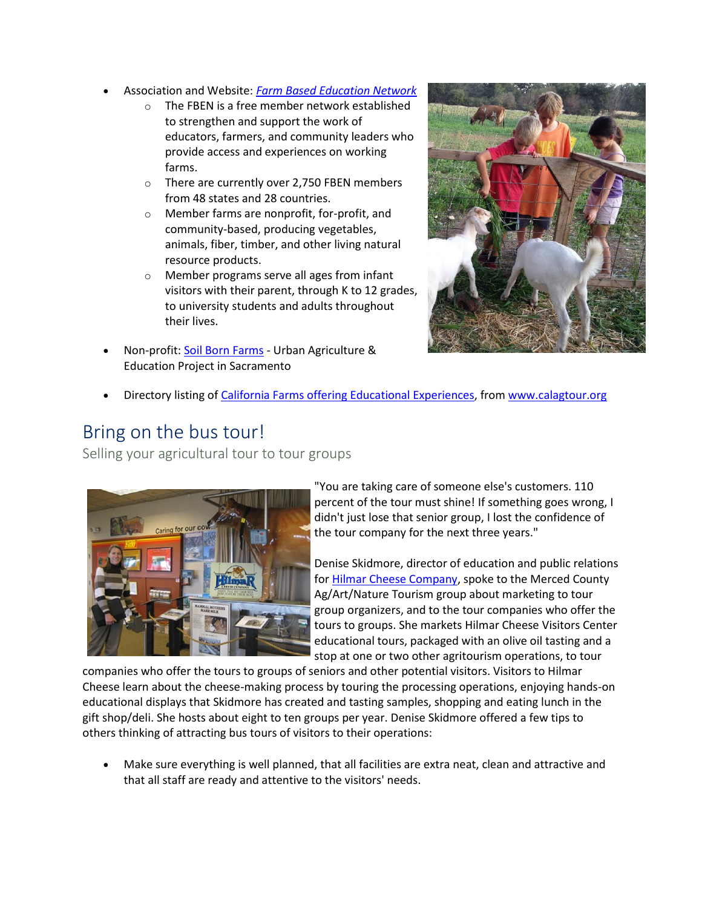- Association and Website: *[Farm Based Education Network](#)*
  - The FBEN is a free member network established to strengthen and support the work of educators, farmers, and community leaders who provide access and experiences on working farms.
  - There are currently over 2,750 FBEN members from 48 states and 28 countries.
  - Member farms are nonprofit, for-profit, and community-based, producing vegetables, animals, fiber, timber, and other living natural resource products.
  - Member programs serve all ages from infant visitors with their parent, through K to 12 grades, to university students and adults throughout their lives.
- Non-profit: [Soil Born Farms](#) - Urban Agriculture & Education Project in Sacramento
- Directory listing of [California Farms offering Educational Experiences](#), from [www.calagtour.org](#)

## Bring on the bus tour!

### Selling your agricultural tour to tour groups

"You are taking care of someone else's customers. 110 percent of the tour must shine! If something goes wrong, I didn't just lose that senior group, I lost the confidence of the tour company for the next three years."

Denise Skidmore, director of education and public relations for [Hilmar Cheese Company](#), spoke to the Merced County Ag/Art/Nature Tourism group about marketing to tour group organizers, and to the tour companies who offer the tours to groups. She markets Hilmar Cheese Visitors Center educational tours, packaged with an olive oil tasting and a stop at one or two other agritourism operations, to tour companies who offer the tours to groups of seniors and other potential visitors. Visitors to Hilmar Cheese learn about the cheese-making process by touring the processing operations, enjoying hands-on educational displays that Skidmore has created and tasting samples, shopping and eating lunch in the gift shop/deli. She hosts about eight to ten groups per year. Denise Skidmore offered a few tips to others thinking of attracting bus tours of visitors to their operations:

- Make sure everything is well planned, that all facilities are extra neat, clean and attractive and that all staff are ready and attentive to the visitors' needs.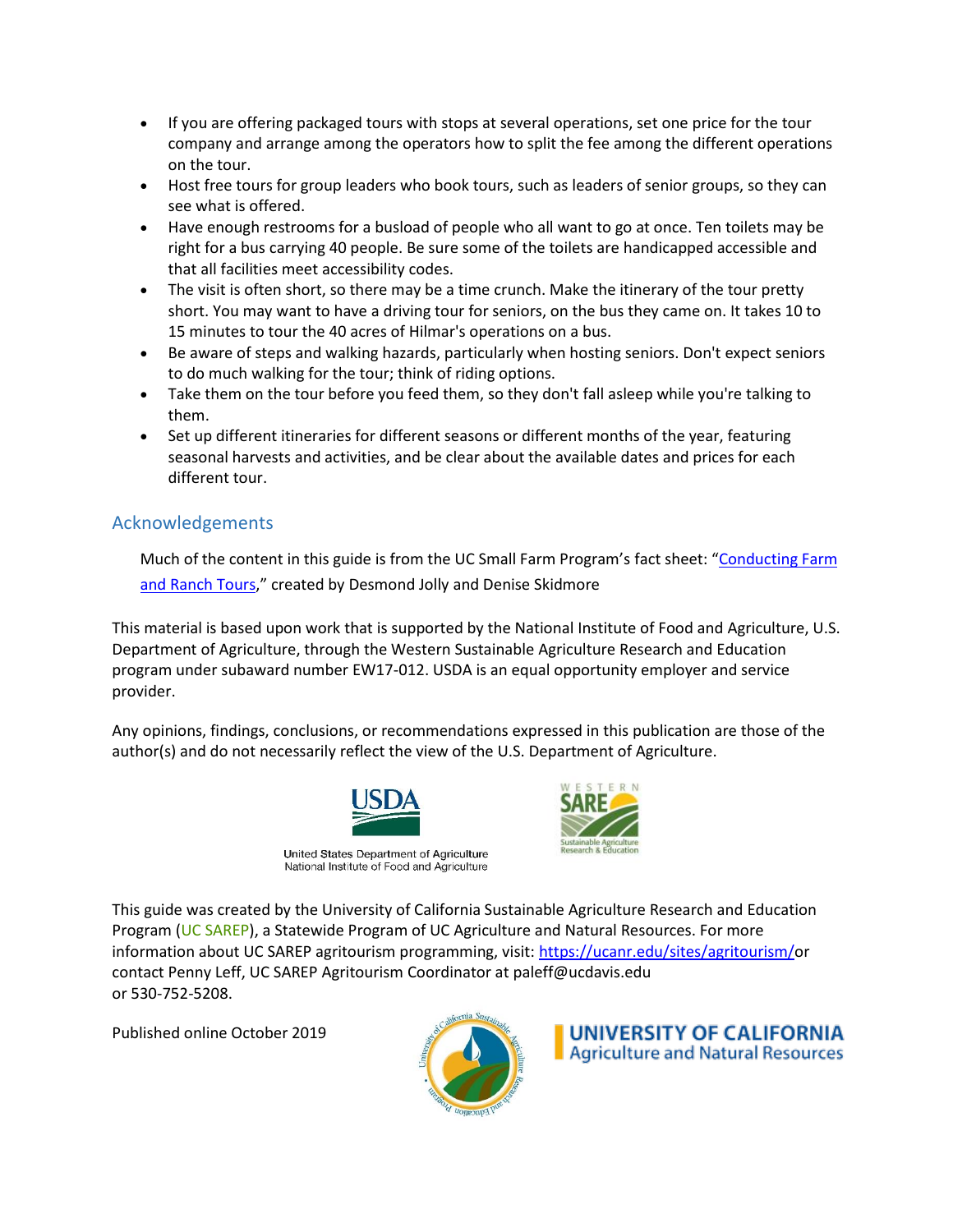- If you are offering packaged tours with stops at several operations, set one price for the tour company and arrange among the operators how to split the fee among the different operations on the tour.
- Host free tours for group leaders who book tours, such as leaders of senior groups, so they can see what is offered.
- Have enough restrooms for a busload of people who all want to go at once. Ten toilets may be right for a bus carrying 40 people. Be sure some of the toilets are handicapped accessible and that all facilities meet accessibility codes.
- The visit is often short, so there may be a time crunch. Make the itinerary of the tour pretty short. You may want to have a driving tour for seniors, on the bus they came on. It takes 10 to 15 minutes to tour the 40 acres of Hilmar's operations on a bus.
- Be aware of steps and walking hazards, particularly when hosting seniors. Don't expect seniors to do much walking for the tour; think of riding options.
- Take them on the tour before you feed them, so they don't fall asleep while you're talking to them.
- Set up different itineraries for different seasons or different months of the year, featuring seasonal harvests and activities, and be clear about the available dates and prices for each different tour.

## Acknowledgements

Much of the content in this guide is from the UC Small Farm Program's fact sheet: "Conducting Farm and Ranch Tours," created by Desmond Jolly and Denise Skidmore

This material is based upon work that is supported by the National Institute of Food and Agriculture, U.S. Department of Agriculture, through the Western Sustainable Agriculture Research and Education program under subaward number EW17-012. USDA is an equal opportunity employer and service provider.

Any opinions, findings, conclusions, or recommendations expressed in this publication are those of the author(s) and do not necessarily reflect the view of the U.S. Department of Agriculture.

USDA
United States Department of Agriculture
National Institute of Food and Agriculture

WESTERN SARE
Sustainable Agriculture Research & Education

This guide was created by the University of California Sustainable Agriculture Research and Education Program (UC SAREP), a Statewide Program of UC Agriculture and Natural Resources. For more information about UC SAREP agritourism programming, visit: https://ucanr.edu/sites/agritourism/or contact Penny Leff, UC SAREP Agritourism Coordinator at paleff@ucdavis.edu or 530-752-5208.

Published online October 2019

University of California Sustainable Agriculture Research and Education Program

UNIVERSITY OF CALIFORNIA
Agriculture and Natural Resources